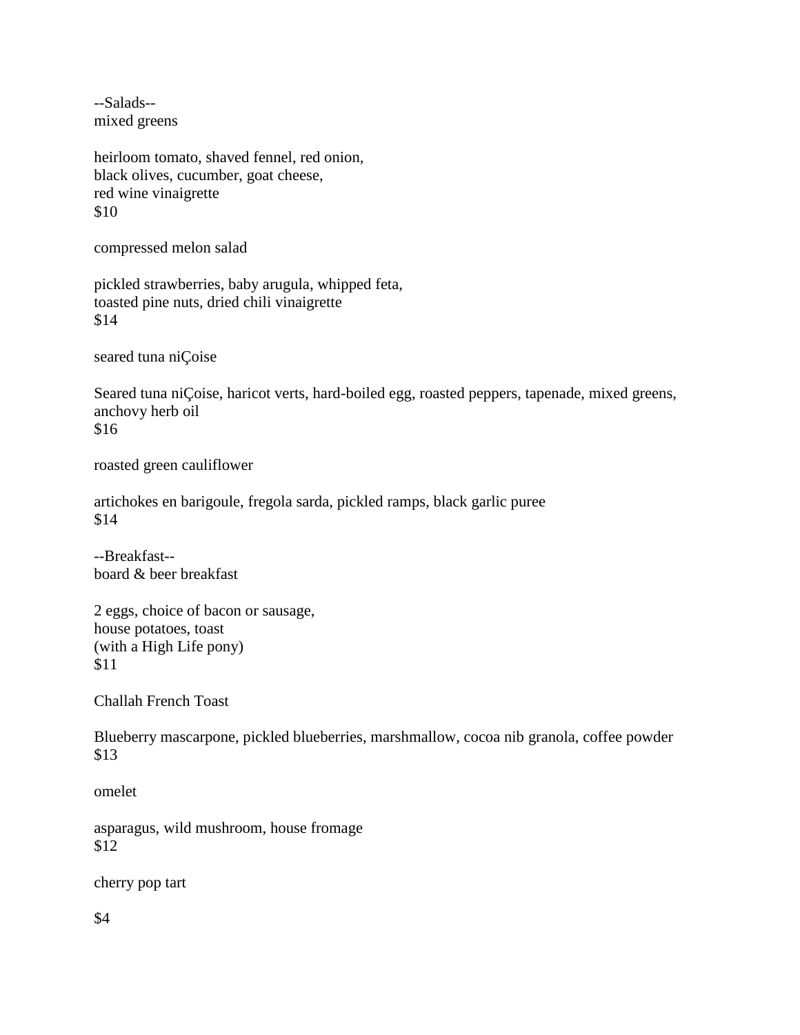--Salads--

mixed greens

heirloom tomato, shaved fennel, red onion,
black olives, cucumber, goat cheese,
red wine vinaigrette
$10

compressed melon salad

pickled strawberries, baby arugula, whipped feta,
toasted pine nuts, dried chili vinaigrette
$14

seared tuna niÇoise

Seared tuna niÇoise, haricot verts, hard-boiled egg, roasted peppers, tapenade, mixed greens, anchovy herb oil
$16

roasted green cauliflower

artichokes en barigoule, fregola sarda, pickled ramps, black garlic puree
$14

--Breakfast--

board & beer breakfast

2 eggs, choice of bacon or sausage,
house potatoes, toast
(with a High Life pony)
$11

Challah French Toast

Blueberry mascarpone, pickled blueberries, marshmallow, cocoa nib granola, coffee powder
$13

omelet

asparagus, wild mushroom, house fromage
$12

cherry pop tart

$4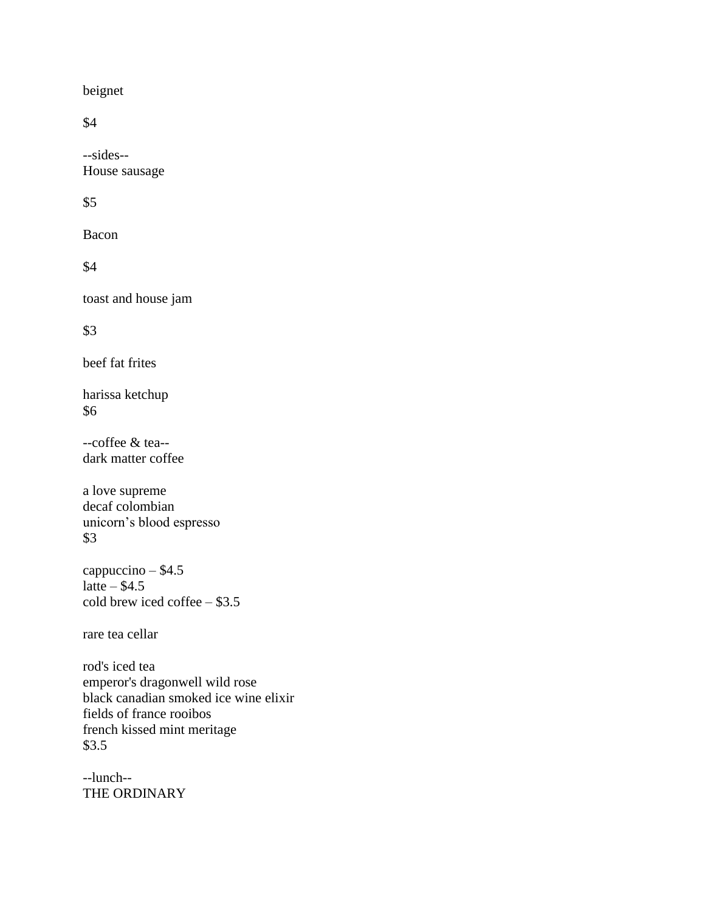beignet

$4

--sides--
House sausage

$5

Bacon

$4

toast and house jam

$3

beef fat frites

harissa ketchup
$6

--coffee & tea--
dark matter coffee

a love supreme
decaf colombian
unicorn's blood espresso
$3

cappuccino – $4.5
latte – $4.5
cold brew iced coffee – $3.5

rare tea cellar

rod's iced tea
emperor's dragonwell wild rose
black canadian smoked ice wine elixir
fields of france rooibos
french kissed mint meritage
$3.5

--lunch--
THE ORDINARY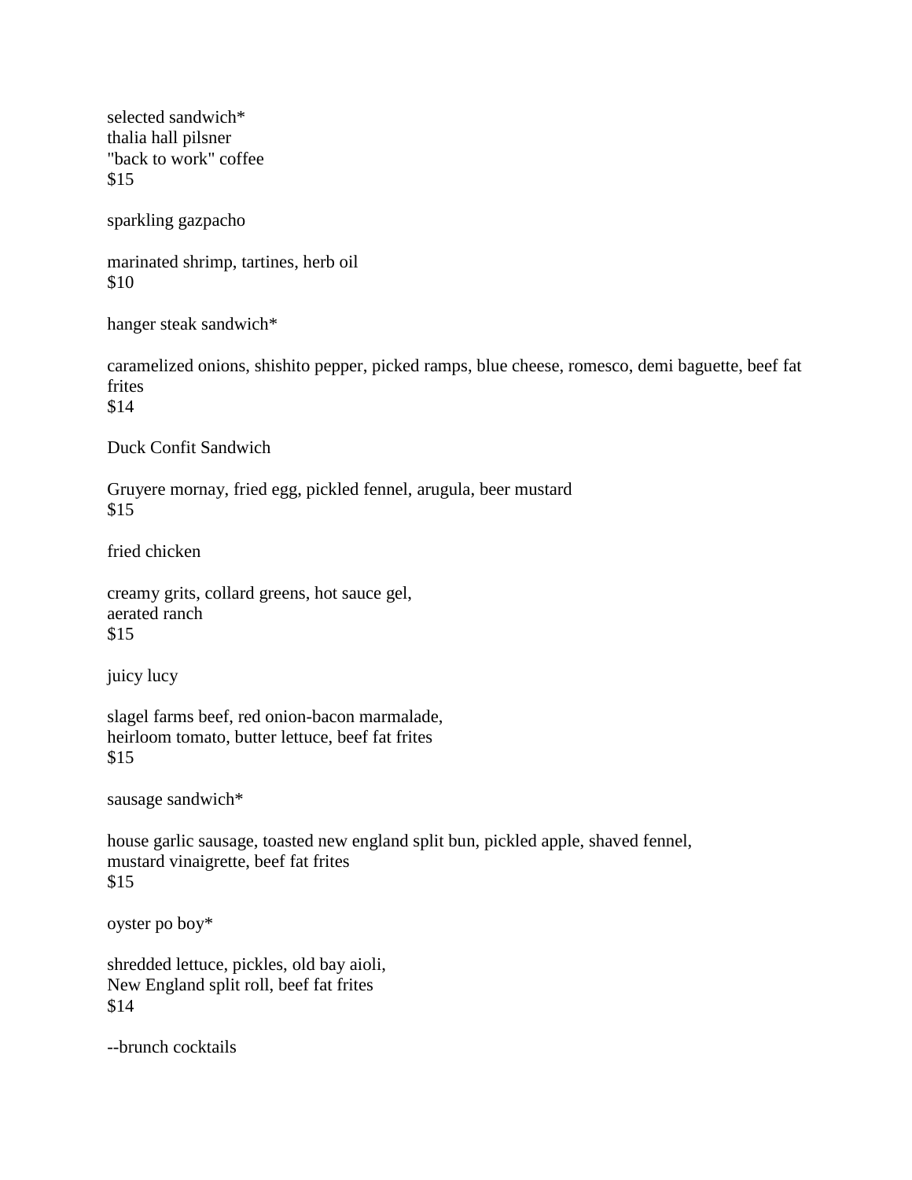selected sandwich*
thalia hall pilsner
"back to work" coffee
$15

sparkling gazpacho

marinated shrimp, tartines, herb oil
$10

hanger steak sandwich*

caramelized onions, shishito pepper, picked ramps, blue cheese, romesco, demi baguette, beef fat frites
$14

Duck Confit Sandwich

Gruyere mornay, fried egg, pickled fennel, arugula, beer mustard
$15

fried chicken

creamy grits, collard greens, hot sauce gel,
aerated ranch
$15

juicy lucy

slagel farms beef, red onion-bacon marmalade,
heirloom tomato, butter lettuce, beef fat frites
$15

sausage sandwich*

house garlic sausage, toasted new england split bun, pickled apple, shaved fennel,
mustard vinaigrette, beef fat frites
$15

oyster po boy*

shredded lettuce, pickles, old bay aioli,
New England split roll, beef fat frites
$14

--brunch cocktails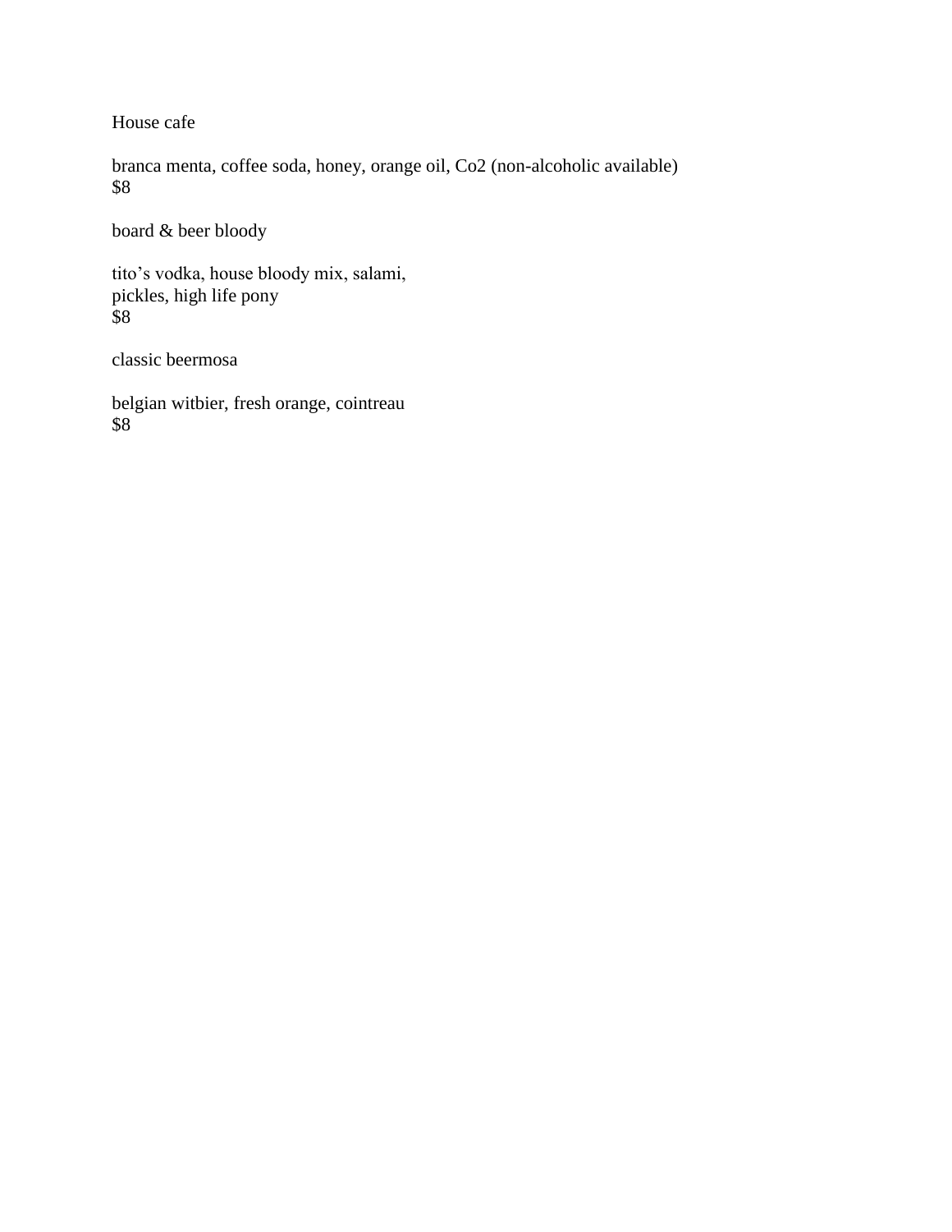House cafe

branca menta, coffee soda, honey, orange oil, $CO_2$ (non-alcoholic available)
$8

board & beer bloody

tito's vodka, house bloody mix, salami,
pickles, high life pony
$8

classic beermosa

belgian witbier, fresh orange, cointreau
$8